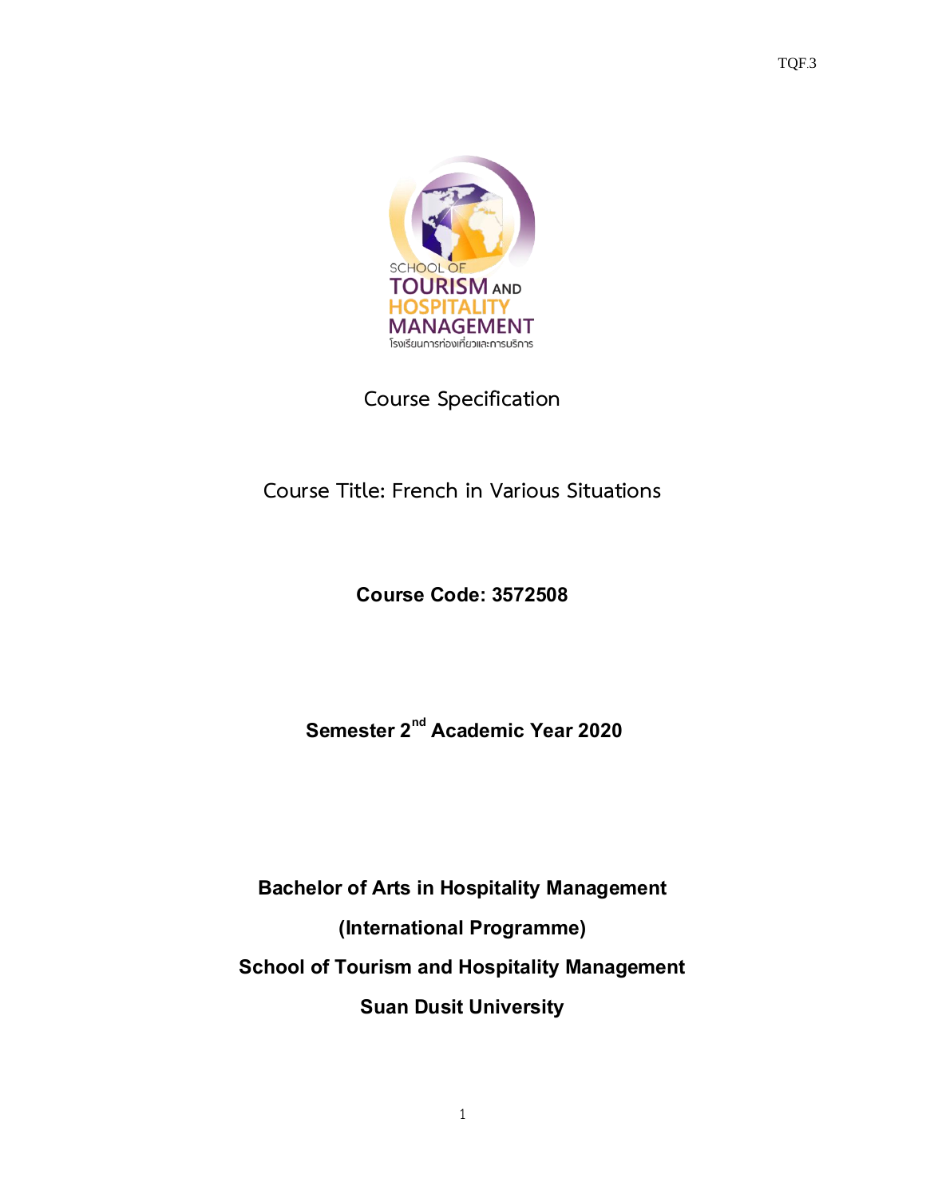TQF.3

SCHOOL OF
TOURISM AND
HOSPITALITY
MANAGEMENT
โรงเรียนการท่องเที่ยวและการบริการ

# Course Specification

## Course Title: French in Various Situations

**Course Code: 3572508**

**Semester 2nd Academic Year 2020**

**Bachelor of Arts in Hospitality Management**

**(International Programme)**

**School of Tourism and Hospitality Management**

**Suan Dusit University**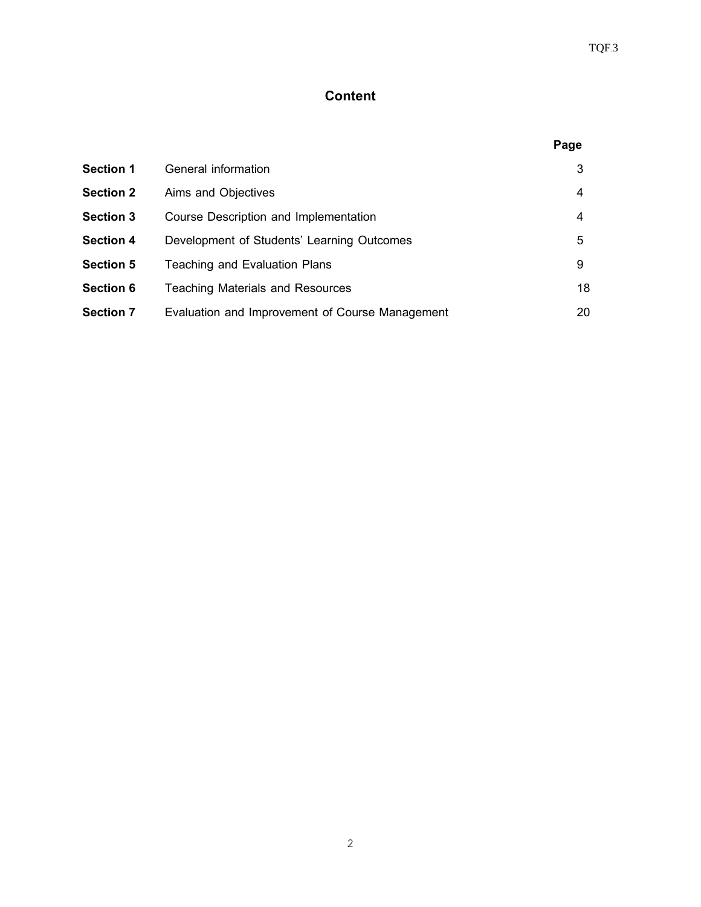# Content

| | | Page |
|---|---|---|
| **Section 1** | General information | 3 |
| **Section 2** | Aims and Objectives | 4 |
| **Section 3** | Course Description and Implementation | 4 |
| **Section 4** | Development of Students' Learning Outcomes | 5 |
| **Section 5** | Teaching and Evaluation Plans | 9 |
| **Section 6** | Teaching Materials and Resources | 18 |
| **Section 7** | Evaluation and Improvement of Course Management | 20 |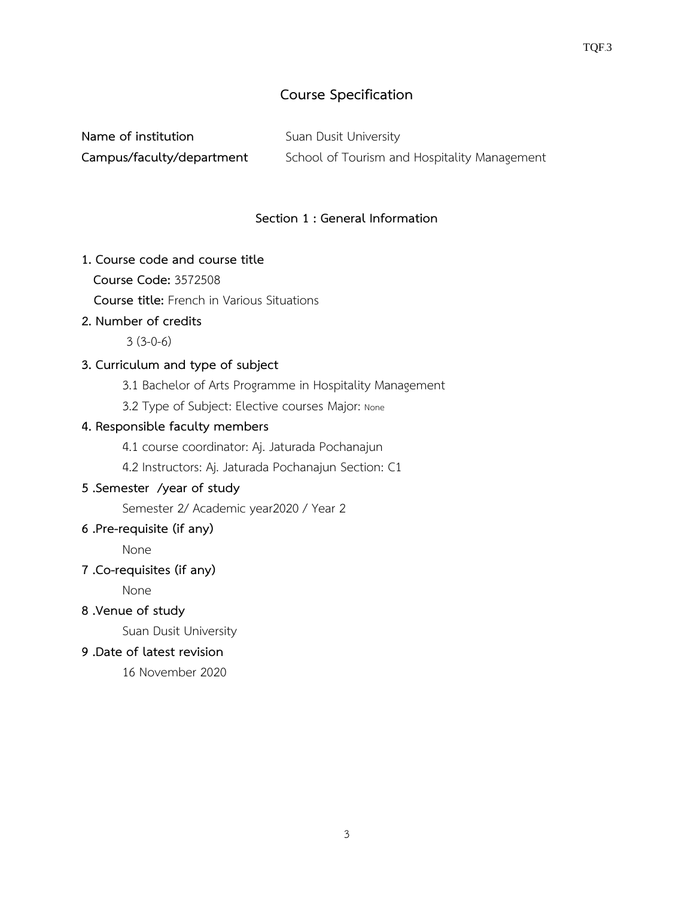# Course Specification

**Name of institution** Suan Dusit University

**Campus/faculty/department** School of Tourism and Hospitality Management

## Section 1 : General Information

**1. Course code and course title**

**Course Code:** 3572508

**Course title:** French in Various Situations

**2. Number of credits**

3 (3-0-6)

**3. Curriculum and type of subject**

3.1 Bachelor of Arts Programme in Hospitality Management

3.2 Type of Subject: Elective courses Major: None

**4. Responsible faculty members**

4.1 course coordinator: Aj. Jaturada Pochanajun

4.2 Instructors: Aj. Jaturada Pochanajun Section: C1

**5 .Semester /year of study**

Semester 2/ Academic year2020 / Year 2

**6 .Pre-requisite (if any)**

None

**7 .Co-requisites (if any)**

None

**8 .Venue of study**

Suan Dusit University

**9 .Date of latest revision**

16 November 2020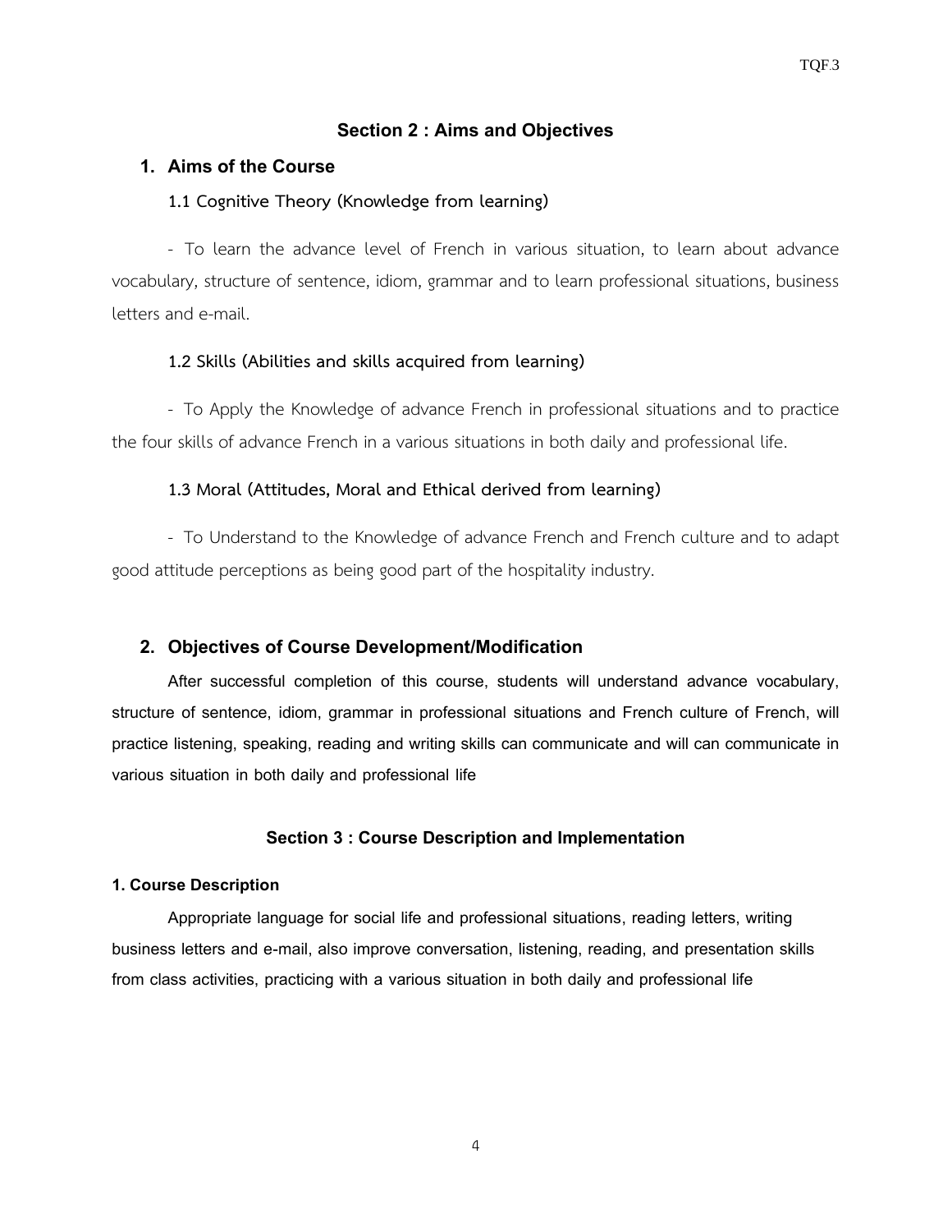## Section 2 : Aims and Objectives

### 1. Aims of the Course

#### 1.1 Cognitive Theory (Knowledge from learning)

- To learn the advance level of French in various situation, to learn about advance vocabulary, structure of sentence, idiom, grammar and to learn professional situations, business letters and e-mail.

#### 1.2 Skills (Abilities and skills acquired from learning)

- To Apply the Knowledge of advance French in professional situations and to practice the four skills of advance French in a various situations in both daily and professional life.

#### 1.3 Moral (Attitudes, Moral and Ethical derived from learning)

- To Understand to the Knowledge of advance French and French culture and to adapt good attitude perceptions as being good part of the hospitality industry.

### 2. Objectives of Course Development/Modification

After successful completion of this course, students will understand advance vocabulary, structure of sentence, idiom, grammar in professional situations and French culture of French, will practice listening, speaking, reading and writing skills can communicate and will can communicate in various situation in both daily and professional life

## Section 3 : Course Description and Implementation

### 1. Course Description

Appropriate language for social life and professional situations, reading letters, writing business letters and e-mail, also improve conversation, listening, reading, and presentation skills from class activities, practicing with a various situation in both daily and professional life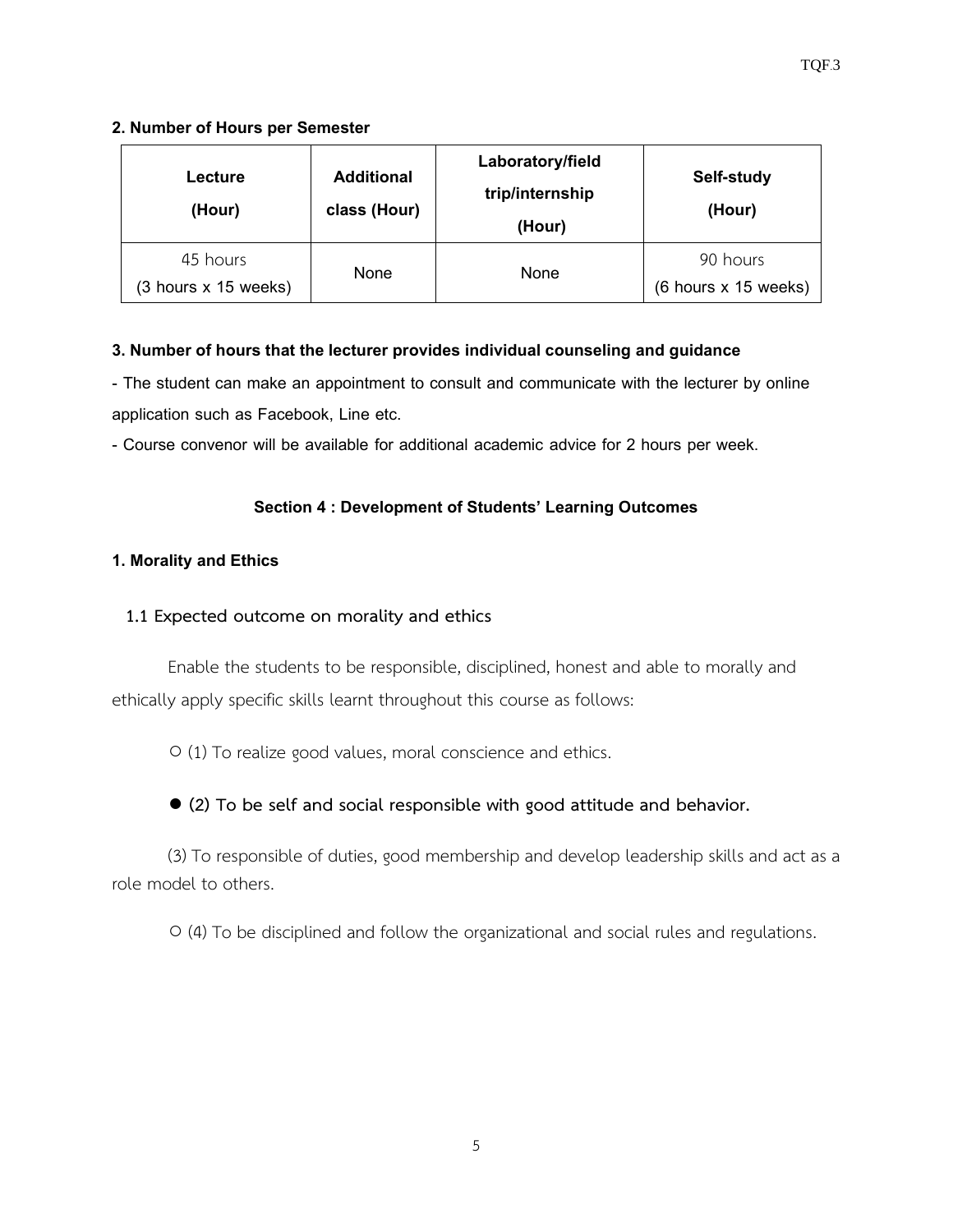## 2. Number of Hours per Semester

| Lecture (Hour) | Additional class (Hour) | Laboratory/field trip/internship (Hour) | Self-study (Hour) |
|---|---|---|---|
| 45 hours (3 hours x 15 weeks) | None | None | 90 hours (6 hours x 15 weeks) |

## 3. Number of hours that the lecturer provides individual counseling and guidance

- The student can make an appointment to consult and communicate with the lecturer by online application such as Facebook, Line etc.
- Course convenor will be available for additional academic advice for 2 hours per week.

# Section 4 : Development of Students' Learning Outcomes

## 1. Morality and Ethics

### 1.1 Expected outcome on morality and ethics

Enable the students to be responsible, disciplined, honest and able to morally and ethically apply specific skills learnt throughout this course as follows:

○ (1) To realize good values, moral conscience and ethics.

● **(2) To be self and social responsible with good attitude and behavior.**

(3) To responsible of duties, good membership and develop leadership skills and act as a role model to others.

○ (4) To be disciplined and follow the organizational and social rules and regulations.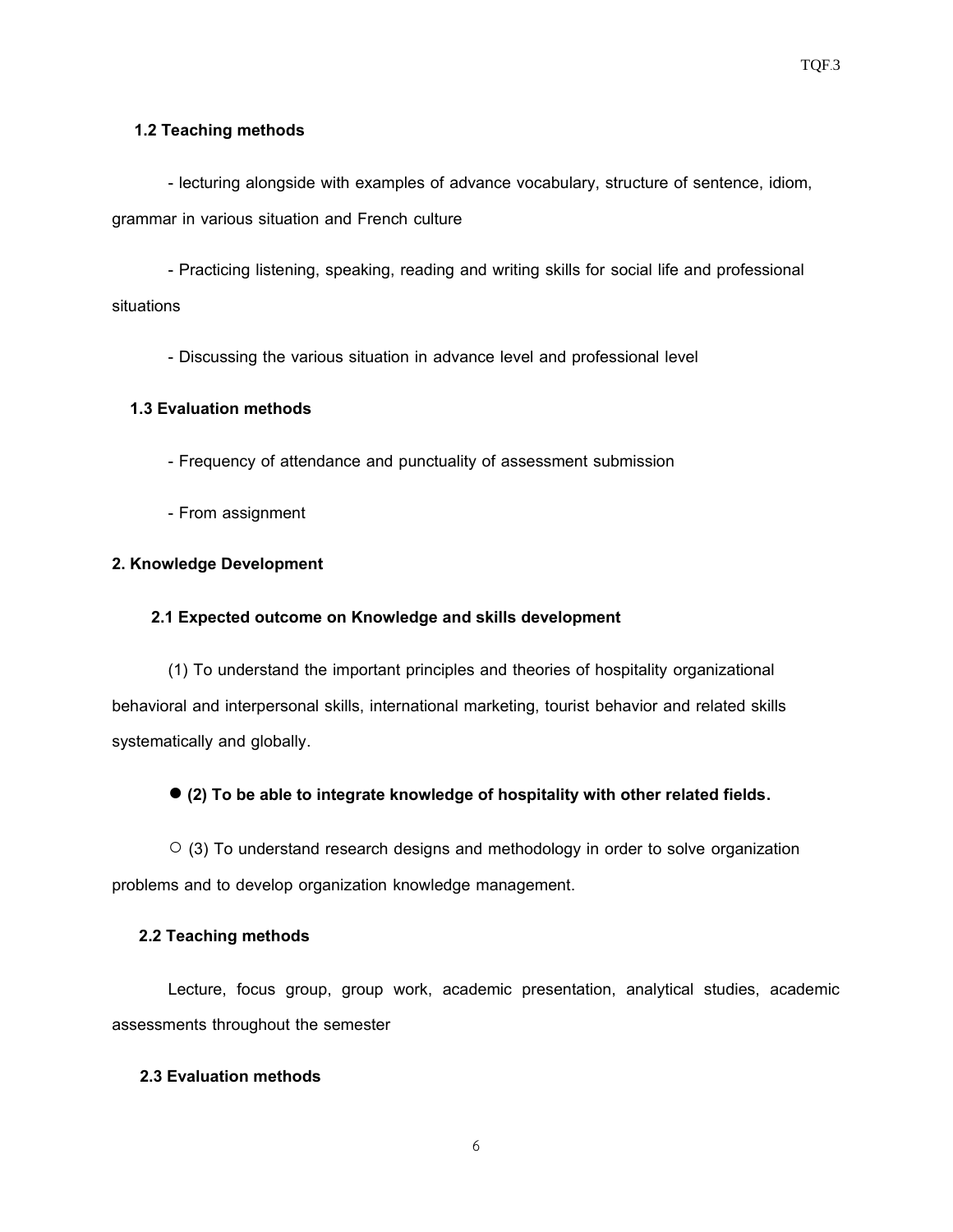### 1.2 Teaching methods

- lecturing alongside with examples of advance vocabulary, structure of sentence, idiom, grammar in various situation and French culture

- Practicing listening, speaking, reading and writing skills for social life and professional situations

- Discussing the various situation in advance level and professional level

### 1.3 Evaluation methods

- Frequency of attendance and punctuality of assessment submission

- From assignment

## 2. Knowledge Development

### 2.1 Expected outcome on Knowledge and skills development

(1) To understand the important principles and theories of hospitality organizational behavioral and interpersonal skills, international marketing, tourist behavior and related skills systematically and globally.

● **(2) To be able to integrate knowledge of hospitality with other related fields.**

○ (3) To understand research designs and methodology in order to solve organization problems and to develop organization knowledge management.

### 2.2 Teaching methods

Lecture, focus group, group work, academic presentation, analytical studies, academic assessments throughout the semester

### 2.3 Evaluation methods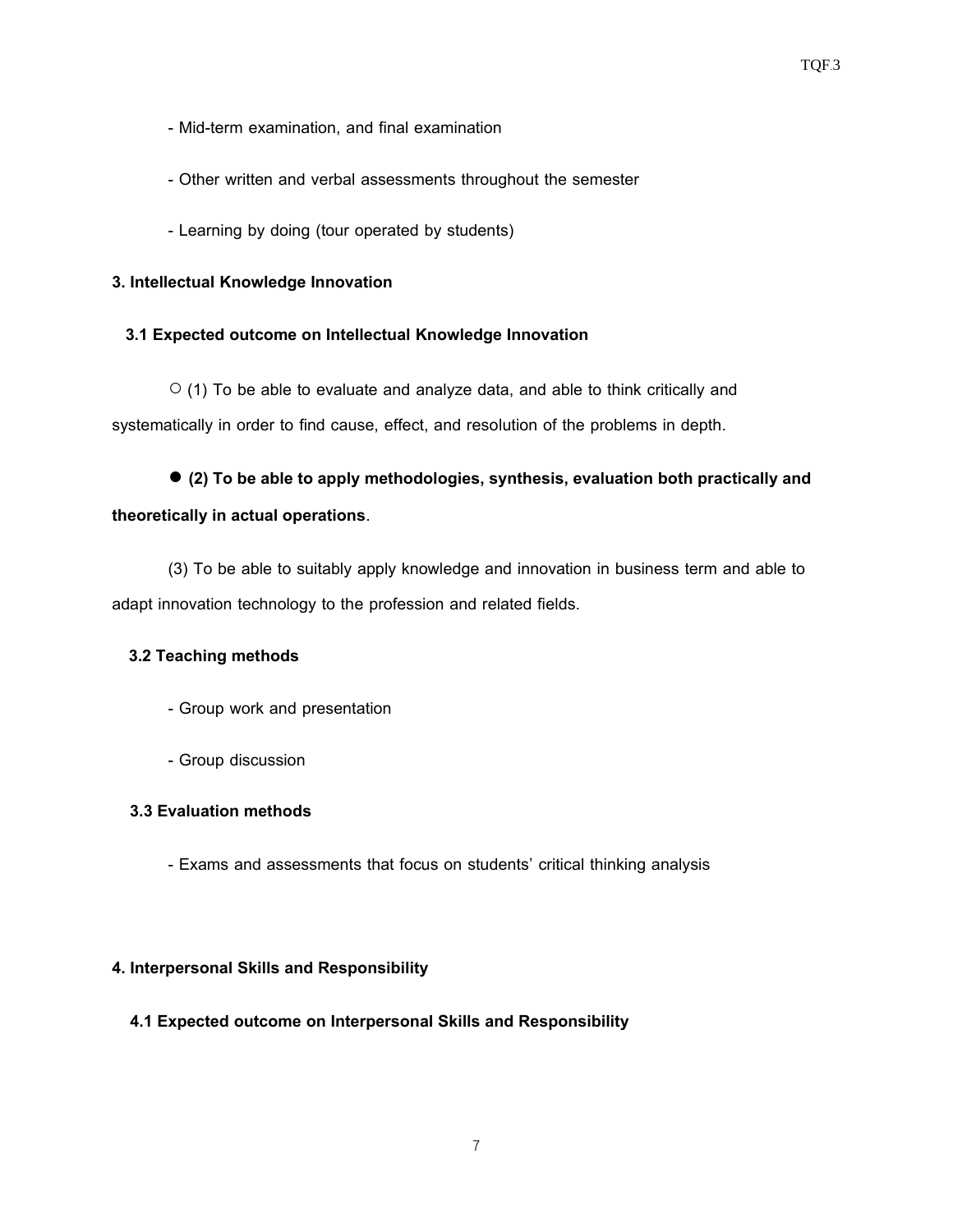- Mid-term examination, and final examination

- Other written and verbal assessments throughout the semester

- Learning by doing (tour operated by students)

**3. Intellectual Knowledge Innovation**

**3.1 Expected outcome on Intellectual Knowledge Innovation**

○ (1) To be able to evaluate and analyze data, and able to think critically and systematically in order to find cause, effect, and resolution of the problems in depth.

● **(2) To be able to apply methodologies, synthesis, evaluation both practically and theoretically in actual operations**.

(3) To be able to suitably apply knowledge and innovation in business term and able to adapt innovation technology to the profession and related fields.

**3.2 Teaching methods**

- Group work and presentation

- Group discussion

**3.3 Evaluation methods**

- Exams and assessments that focus on students' critical thinking analysis

**4. Interpersonal Skills and Responsibility**

**4.1 Expected outcome on Interpersonal Skills and Responsibility**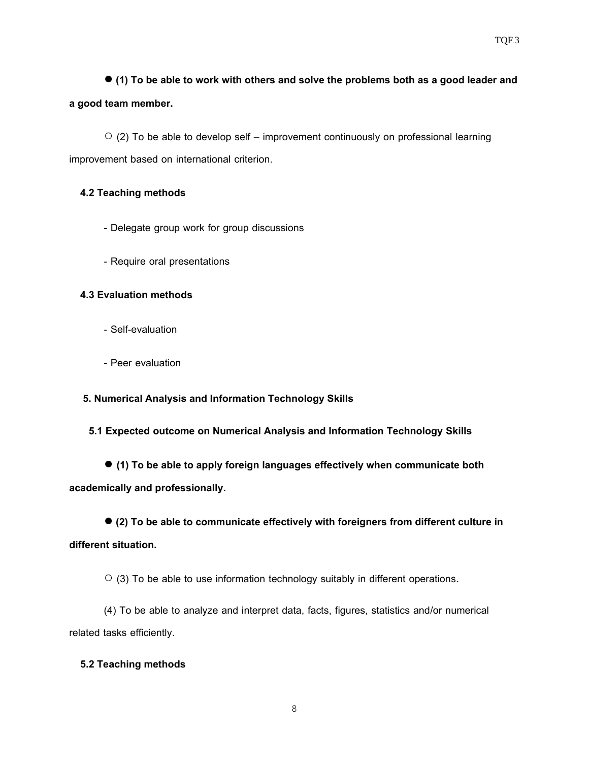● **(1) To be able to work with others and solve the problems both as a good leader and a good team member.**

○ (2) To be able to develop self – improvement continuously on professional learning improvement based on international criterion.

**4.2 Teaching methods**

- Delegate group work for group discussions
- Require oral presentations

**4.3 Evaluation methods**

- Self-evaluation
- Peer evaluation

**5. Numerical Analysis and Information Technology Skills**

**5.1 Expected outcome on Numerical Analysis and Information Technology Skills**

● **(1) To be able to apply foreign languages effectively when communicate both academically and professionally.**

● **(2) To be able to communicate effectively with foreigners from different culture in different situation.**

○ (3) To be able to use information technology suitably in different operations.

(4) To be able to analyze and interpret data, facts, figures, statistics and/or numerical related tasks efficiently.

**5.2 Teaching methods**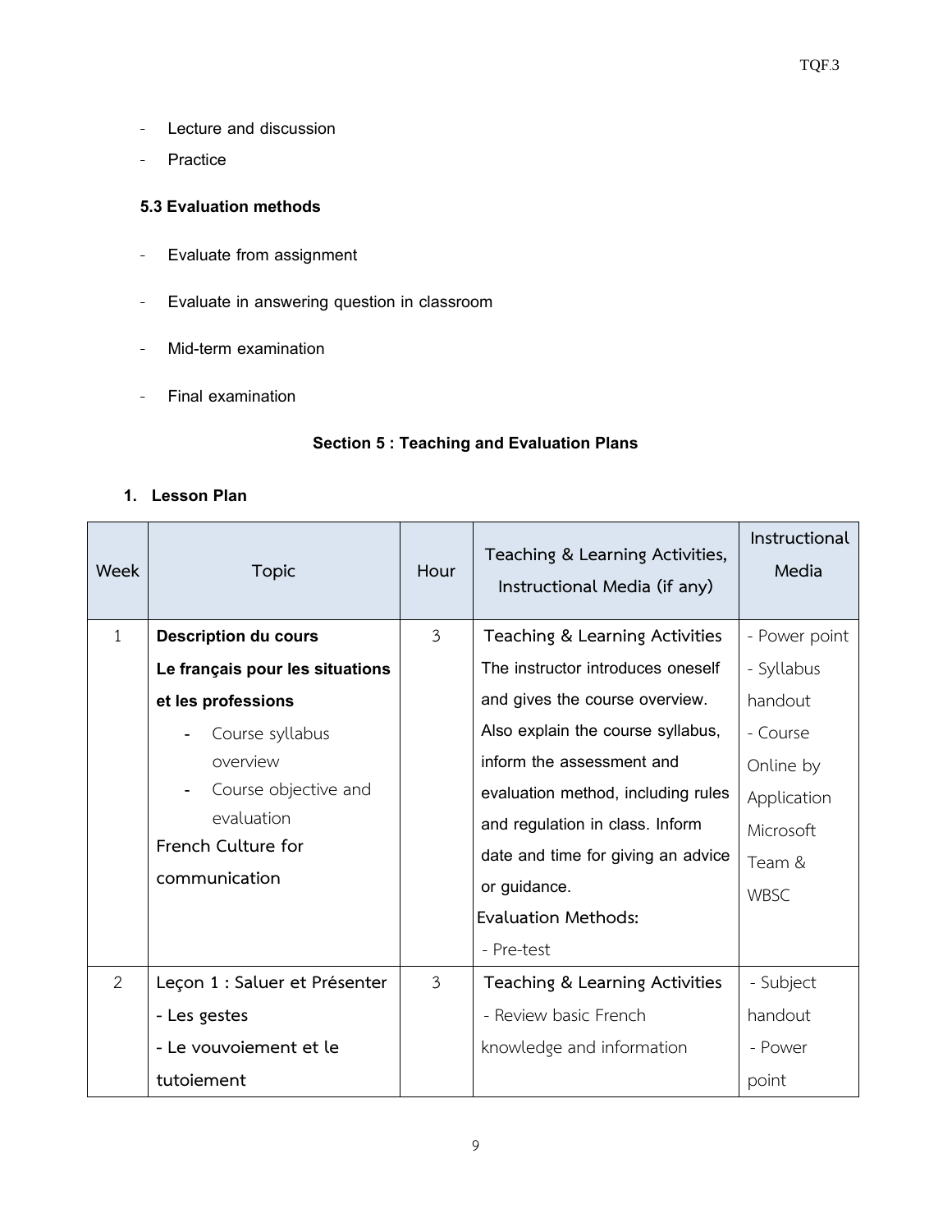- Lecture and discussion
- Practice

**5.3 Evaluation methods**

- Evaluate from assignment
- Evaluate in answering question in classroom
- Mid-term examination
- Final examination

### Section 5 : Teaching and Evaluation Plans

**1. Lesson Plan**

| Week | Topic | Hour | Teaching & Learning Activities, Instructional Media (if any) | Instructional Media |
|---|---|---|---|---|
| 1 | **Description du cours**<br>**Le français pour les situations et les professions**<br>- Course syllabus overview<br>- Course objective and evaluation<br>French Culture for communication | 3 | Teaching & Learning Activities<br>The instructor introduces oneself and gives the course overview. Also explain the course syllabus, inform the assessment and evaluation method, including rules and regulation in class. Inform date and time for giving an advice or guidance.<br>Evaluation Methods:<br>- Pre-test | - Power point<br>- Syllabus handout<br>- Course Online by Application Microsoft Team & WBSC |
| 2 | Leçon 1 : Saluer et Présenter<br>- Les gestes<br>- Le vouvoiement et le tutoiement | 3 | Teaching & Learning Activities<br>- Review basic French knowledge and information | - Subject handout<br>- Power point |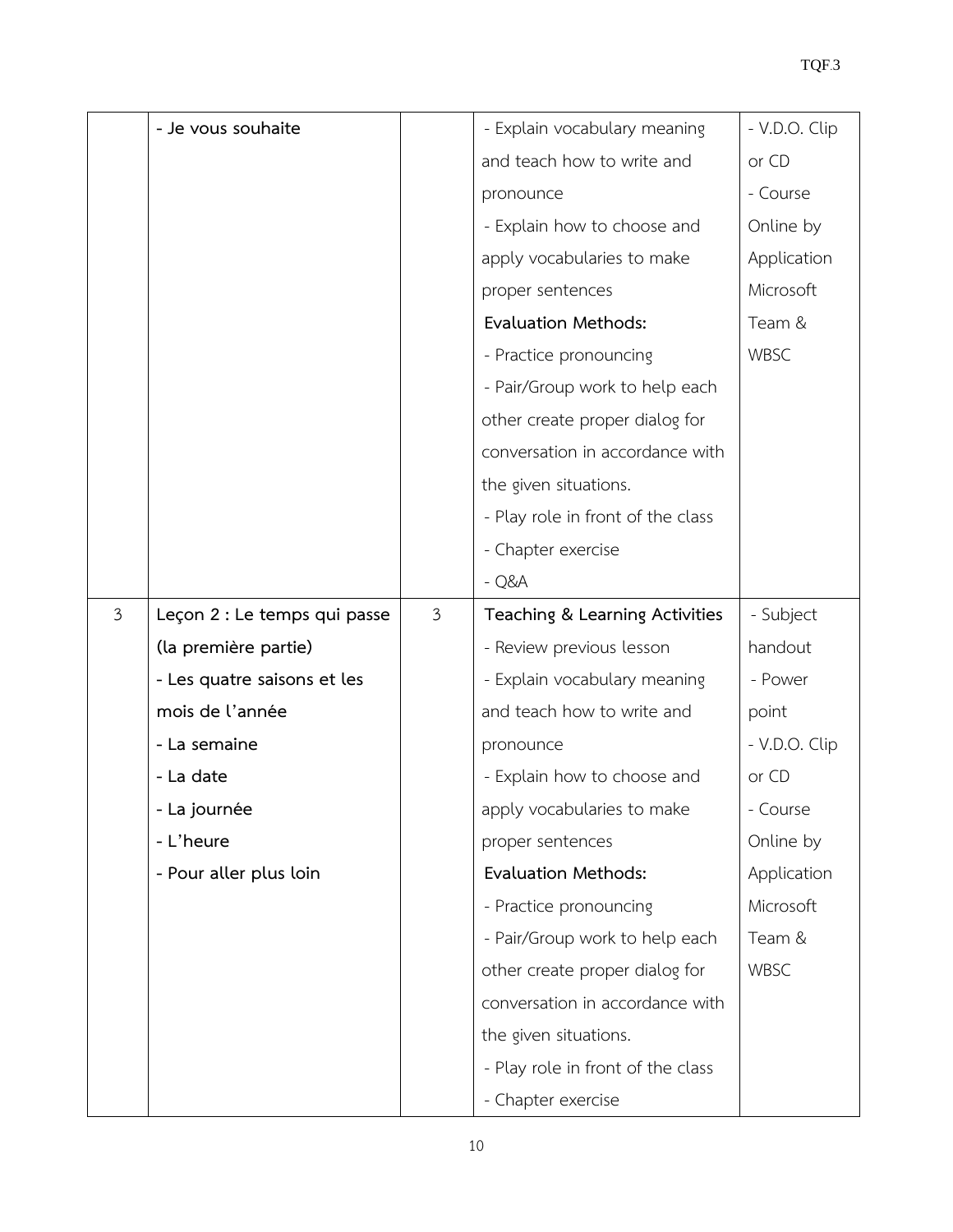| | | | | |
|---|---|---|---|---|
| | **- Je vous souhaite** | | - Explain vocabulary meaning and teach how to write and pronounce<br>- Explain how to choose and apply vocabularies to make proper sentences<br>**Evaluation Methods:**<br>- Practice pronouncing<br>- Pair/Group work to help each other create proper dialog for conversation in accordance with the given situations.<br>- Play role in front of the class<br>- Chapter exercise<br>- Q&A | - V.D.O. Clip or CD<br>- Course Online by Application Microsoft Team & WBSC |
| 3 | **Leçon 2 : Le temps qui passe (la première partie)**<br>**- Les quatre saisons et les mois de l'année**<br>**- La semaine**<br>**- La date**<br>**- La journée**<br>**- L'heure**<br>**- Pour aller plus loin** | 3 | **Teaching & Learning Activities**<br>- Review previous lesson<br>- Explain vocabulary meaning and teach how to write and pronounce<br>- Explain how to choose and apply vocabularies to make proper sentences<br>**Evaluation Methods:**<br>- Practice pronouncing<br>- Pair/Group work to help each other create proper dialog for conversation in accordance with the given situations.<br>- Play role in front of the class<br>- Chapter exercise | - Subject handout<br>- Power point<br>- V.D.O. Clip or CD<br>- Course Online by Application Microsoft Team & WBSC |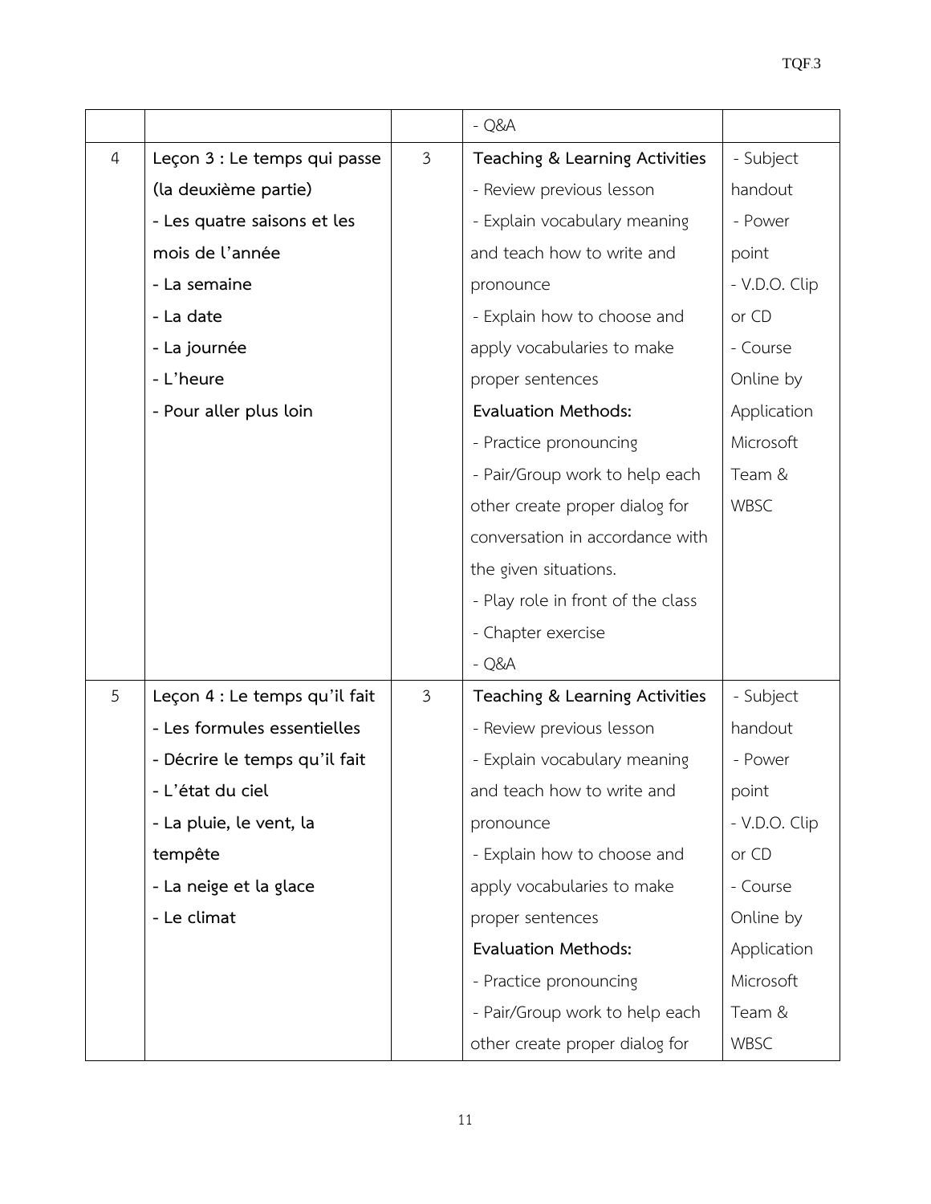| | | | - Q&A | |
|---|---|---|---|---|
| 4 | **Leçon 3 : Le temps qui passe (la deuxième partie)**<br>**- Les quatre saisons et les mois de l'année**<br>**- La semaine**<br>**- La date**<br>**- La journée**<br>**- L'heure**<br>**- Pour aller plus loin** | 3 | **Teaching & Learning Activities**<br>- Review previous lesson<br>- Explain vocabulary meaning and teach how to write and pronounce<br>- Explain how to choose and apply vocabularies to make proper sentences<br>**Evaluation Methods:**<br>- Practice pronouncing<br>- Pair/Group work to help each other create proper dialog for conversation in accordance with the given situations.<br>- Play role in front of the class<br>- Chapter exercise<br>- Q&A | - Subject handout<br>- Power point<br>- V.D.O. Clip or CD<br>- Course Online by Application Microsoft Team & WBSC |
| 5 | **Leçon 4 : Le temps qu'il fait**<br>**- Les formules essentielles**<br>**- Décrire le temps qu'il fait**<br>**- L'état du ciel**<br>**- La pluie, le vent, la tempête**<br>**- La neige et la glace**<br>**- Le climat** | 3 | **Teaching & Learning Activities**<br>- Review previous lesson<br>- Explain vocabulary meaning and teach how to write and pronounce<br>- Explain how to choose and apply vocabularies to make proper sentences<br>**Evaluation Methods:**<br>- Practice pronouncing<br>- Pair/Group work to help each other create proper dialog for | - Subject handout<br>- Power point<br>- V.D.O. Clip or CD<br>- Course Online by Application Microsoft Team & WBSC |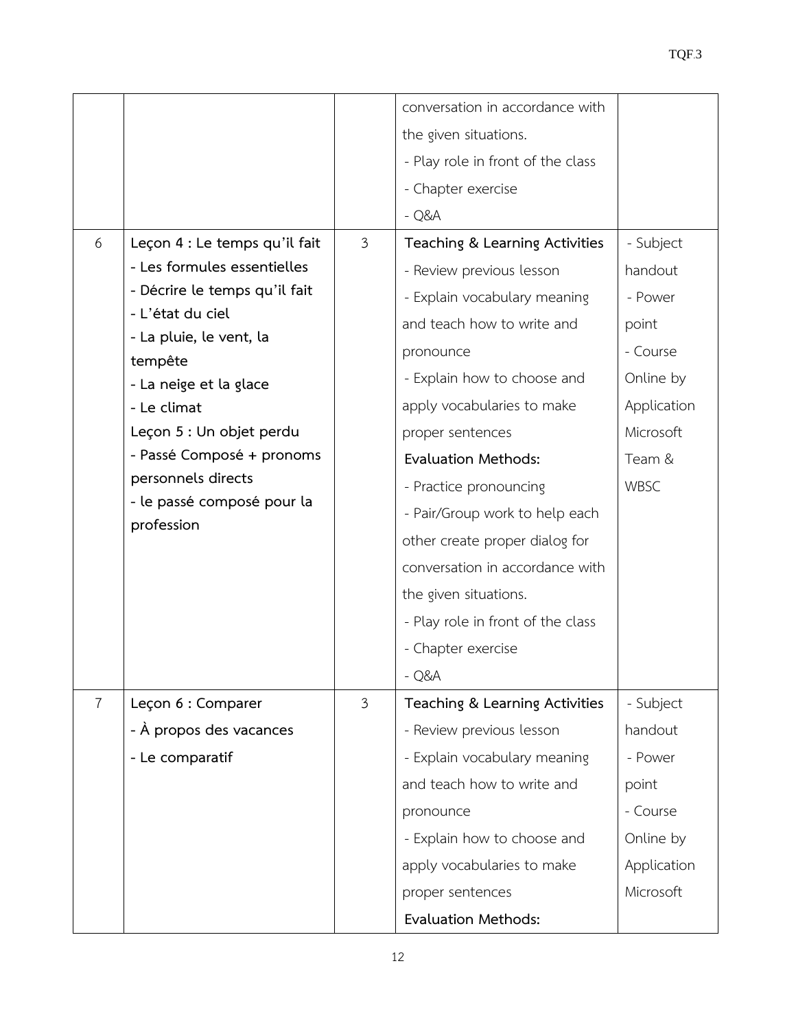| | | | | |
|---|---|---|---|---|
| | | | conversation in accordance with the given situations.<br>- Play role in front of the class<br>- Chapter exercise<br>- Q&A | |
| 6 | **Leçon 4 : Le temps qu'il fait**<br>**- Les formules essentielles**<br>**- Décrire le temps qu'il fait**<br>**- L'état du ciel**<br>**- La pluie, le vent, la tempête**<br>**- La neige et la glace**<br>**- Le climat**<br>**Leçon 5 : Un objet perdu**<br>**- Passé Composé + pronoms personnels directs**<br>**- le passé composé pour la profession** | 3 | **Teaching & Learning Activities**<br>- Review previous lesson<br>- Explain vocabulary meaning and teach how to write and pronounce<br>- Explain how to choose and apply vocabularies to make proper sentences<br>**Evaluation Methods:**<br>- Practice pronouncing<br>- Pair/Group work to help each other create proper dialog for conversation in accordance with the given situations.<br>- Play role in front of the class<br>- Chapter exercise<br>- Q&A | - Subject handout<br>- Power point<br>- Course Online by Application Microsoft Team & WBSC |
| 7 | **Leçon 6 : Comparer**<br>**- À propos des vacances**<br>**- Le comparatif** | 3 | **Teaching & Learning Activities**<br>- Review previous lesson<br>- Explain vocabulary meaning and teach how to write and pronounce<br>- Explain how to choose and apply vocabularies to make proper sentences<br>**Evaluation Methods:** | - Subject handout<br>- Power point<br>- Course Online by Application Microsoft |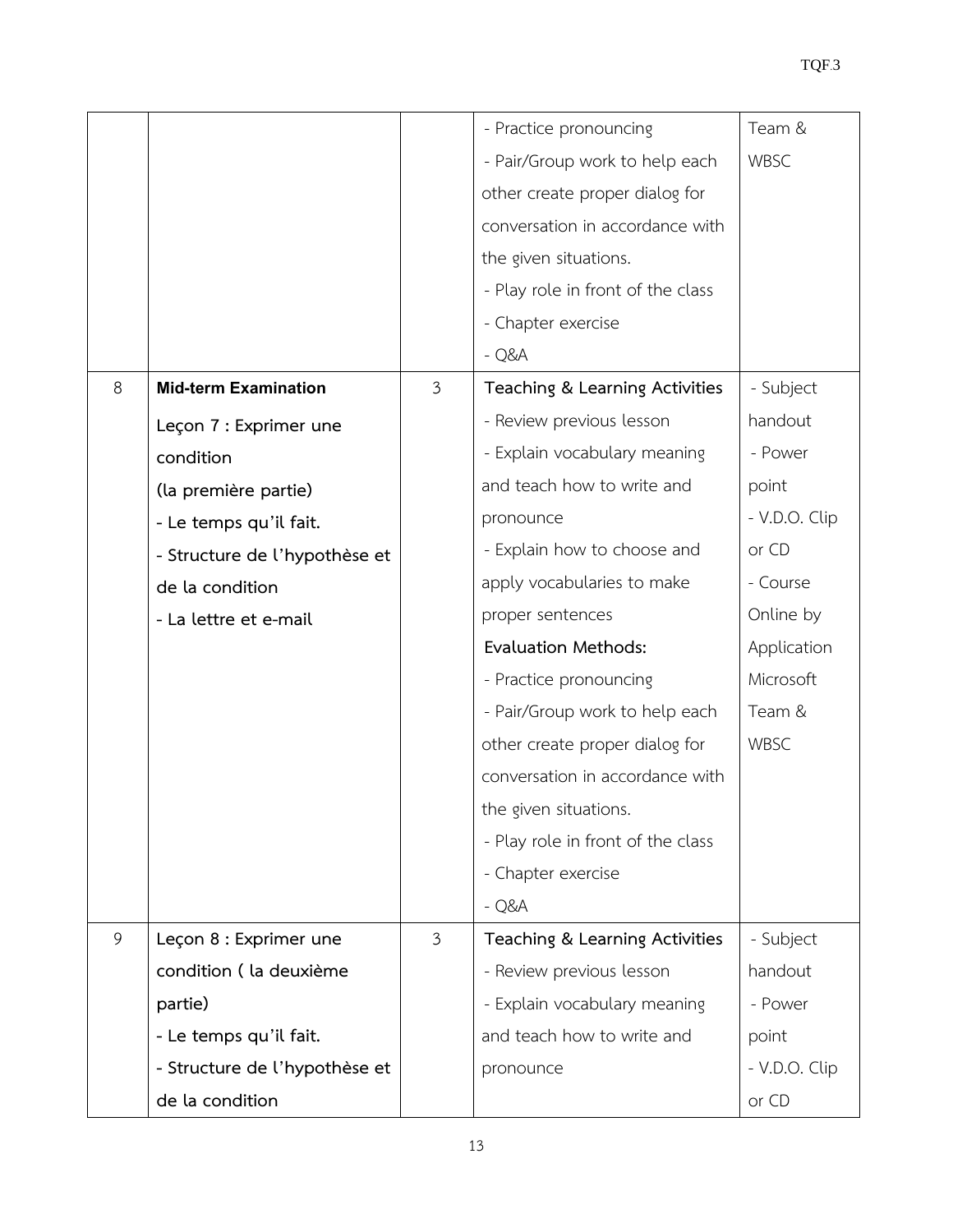| | | | | |
|---|---|---|---|---|
| | | | - Practice pronouncing<br>- Pair/Group work to help each other create proper dialog for conversation in accordance with the given situations.<br>- Play role in front of the class<br>- Chapter exercise<br>- Q&A | Team & WBSC |
| 8 | **Mid-term Examination**<br>**Leçon 7 : Exprimer une condition**<br>**(la première partie)**<br>**- Le temps qu'il fait.**<br>**- Structure de l'hypothèse et de la condition**<br>**- La lettre et e-mail** | 3 | **Teaching & Learning Activities**<br>- Review previous lesson<br>- Explain vocabulary meaning and teach how to write and pronounce<br>- Explain how to choose and apply vocabularies to make proper sentences<br>**Evaluation Methods:**<br>- Practice pronouncing<br>- Pair/Group work to help each other create proper dialog for conversation in accordance with the given situations.<br>- Play role in front of the class<br>- Chapter exercise<br>- Q&A | - Subject handout<br>- Power point<br>- V.D.O. Clip or CD<br>- Course Online by Application Microsoft Team & WBSC |
| 9 | **Leçon 8 : Exprimer une condition ( la deuxième partie)**<br>**- Le temps qu'il fait.**<br>**- Structure de l'hypothèse et de la condition** | 3 | **Teaching & Learning Activities**<br>- Review previous lesson<br>- Explain vocabulary meaning and teach how to write and pronounce | - Subject handout<br>- Power point<br>- V.D.O. Clip or CD |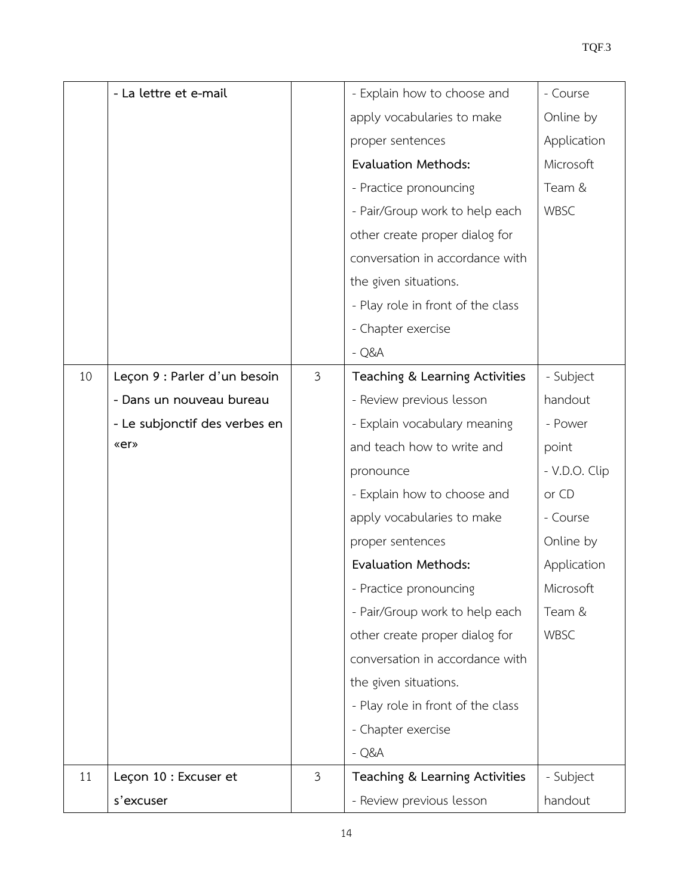| | | | | |
|---|---|---|---|---|
| | **- La lettre et e-mail** | | - Explain how to choose and apply vocabularies to make proper sentences<br>**Evaluation Methods:**<br>- Practice pronouncing<br>- Pair/Group work to help each other create proper dialog for conversation in accordance with the given situations.<br>- Play role in front of the class<br>- Chapter exercise<br>- Q&A | - Course Online by Application Microsoft Team & WBSC |
| 10 | **Leçon 9 : Parler d'un besoin**<br>**- Dans un nouveau bureau**<br>**- Le subjonctif des verbes en «er»** | 3 | **Teaching & Learning Activities**<br>- Review previous lesson<br>- Explain vocabulary meaning and teach how to write and pronounce<br>- Explain how to choose and apply vocabularies to make proper sentences<br>**Evaluation Methods:**<br>- Practice pronouncing<br>- Pair/Group work to help each other create proper dialog for conversation in accordance with the given situations.<br>- Play role in front of the class<br>- Chapter exercise<br>- Q&A | - Subject handout<br>- Power point<br>- V.D.O. Clip or CD<br>- Course Online by Application Microsoft Team & WBSC |
| 11 | **Leçon 10 : Excuser et s'excuser** | 3 | **Teaching & Learning Activities**<br>- Review previous lesson | - Subject handout |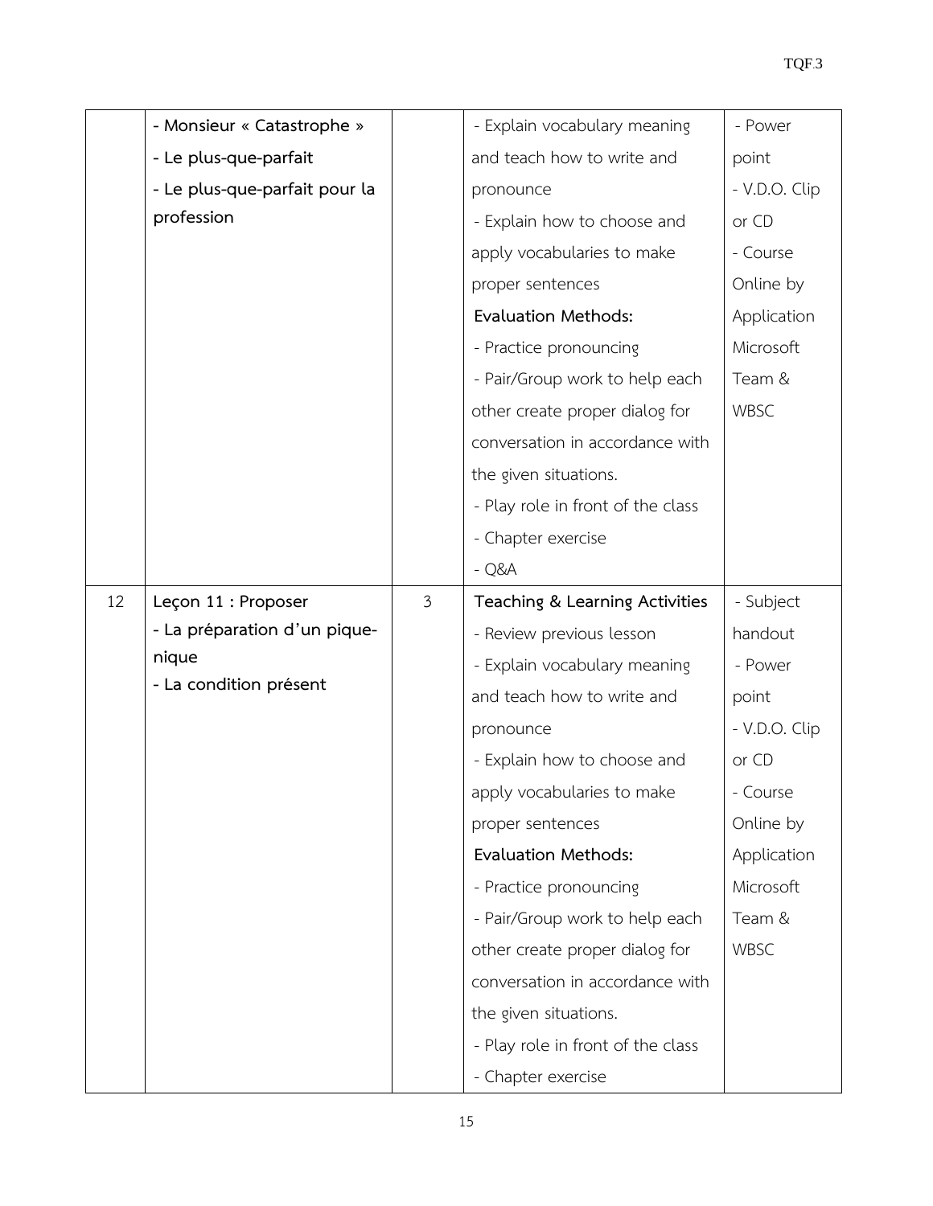| | | | | |
|---|---|---|---|---|
| | **- Monsieur « Catastrophe »**<br>**- Le plus-que-parfait**<br>**- Le plus-que-parfait pour la profession** | | - Explain vocabulary meaning and teach how to write and pronounce<br>- Explain how to choose and apply vocabularies to make proper sentences<br>**Evaluation Methods:**<br>- Practice pronouncing<br>- Pair/Group work to help each other create proper dialog for conversation in accordance with the given situations.<br>- Play role in front of the class<br>- Chapter exercise<br>- Q&A | - Power point<br>- V.D.O. Clip or CD<br>- Course Online by Application Microsoft Team & WBSC |
| 12 | **Leçon 11 : Proposer**<br>**- La préparation d'un pique-nique**<br>**- La condition présent** | 3 | **Teaching & Learning Activities**<br>- Review previous lesson<br>- Explain vocabulary meaning and teach how to write and pronounce<br>- Explain how to choose and apply vocabularies to make proper sentences<br>**Evaluation Methods:**<br>- Practice pronouncing<br>- Pair/Group work to help each other create proper dialog for conversation in accordance with the given situations.<br>- Play role in front of the class<br>- Chapter exercise | - Subject handout<br>- Power point<br>- V.D.O. Clip or CD<br>- Course Online by Application Microsoft Team & WBSC |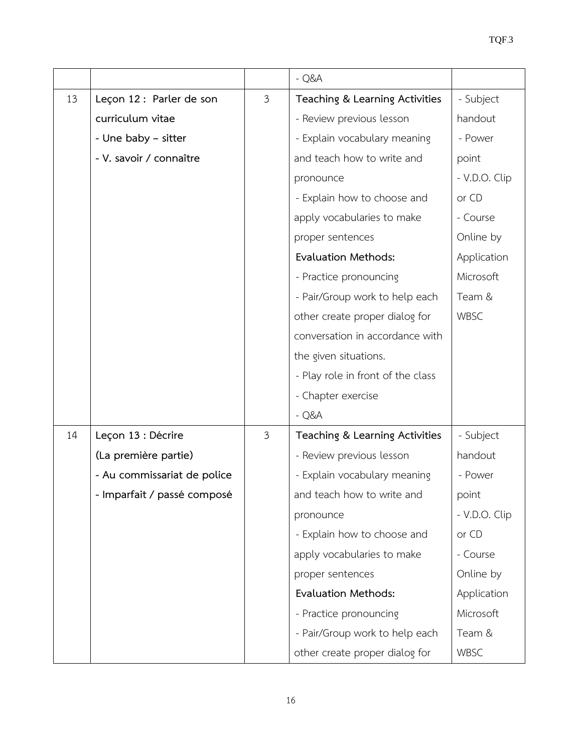| | | | - Q&A | |
|---|---|---|---|---|
| 13 | **Leçon 12 : Parler de son curriculum vitae**<br>**- Une baby – sitter**<br>**- V. savoir / connaître** | 3 | **Teaching & Learning Activities**<br>- Review previous lesson<br>- Explain vocabulary meaning and teach how to write and pronounce<br>- Explain how to choose and apply vocabularies to make proper sentences<br>**Evaluation Methods:**<br>- Practice pronouncing<br>- Pair/Group work to help each other create proper dialog for conversation in accordance with the given situations.<br>- Play role in front of the class<br>- Chapter exercise<br>- Q&A | - Subject handout<br>- Power point<br>- V.D.O. Clip or CD<br>- Course Online by Application Microsoft Team & WBSC |
| 14 | **Leçon 13 : Décrire (La première partie)**<br>**- Au commissariat de police**<br>**- Imparfait / passé composé** | 3 | **Teaching & Learning Activities**<br>- Review previous lesson<br>- Explain vocabulary meaning and teach how to write and pronounce<br>- Explain how to choose and apply vocabularies to make proper sentences<br>**Evaluation Methods:**<br>- Practice pronouncing<br>- Pair/Group work to help each other create proper dialog for | - Subject handout<br>- Power point<br>- V.D.O. Clip or CD<br>- Course Online by Application Microsoft Team & WBSC |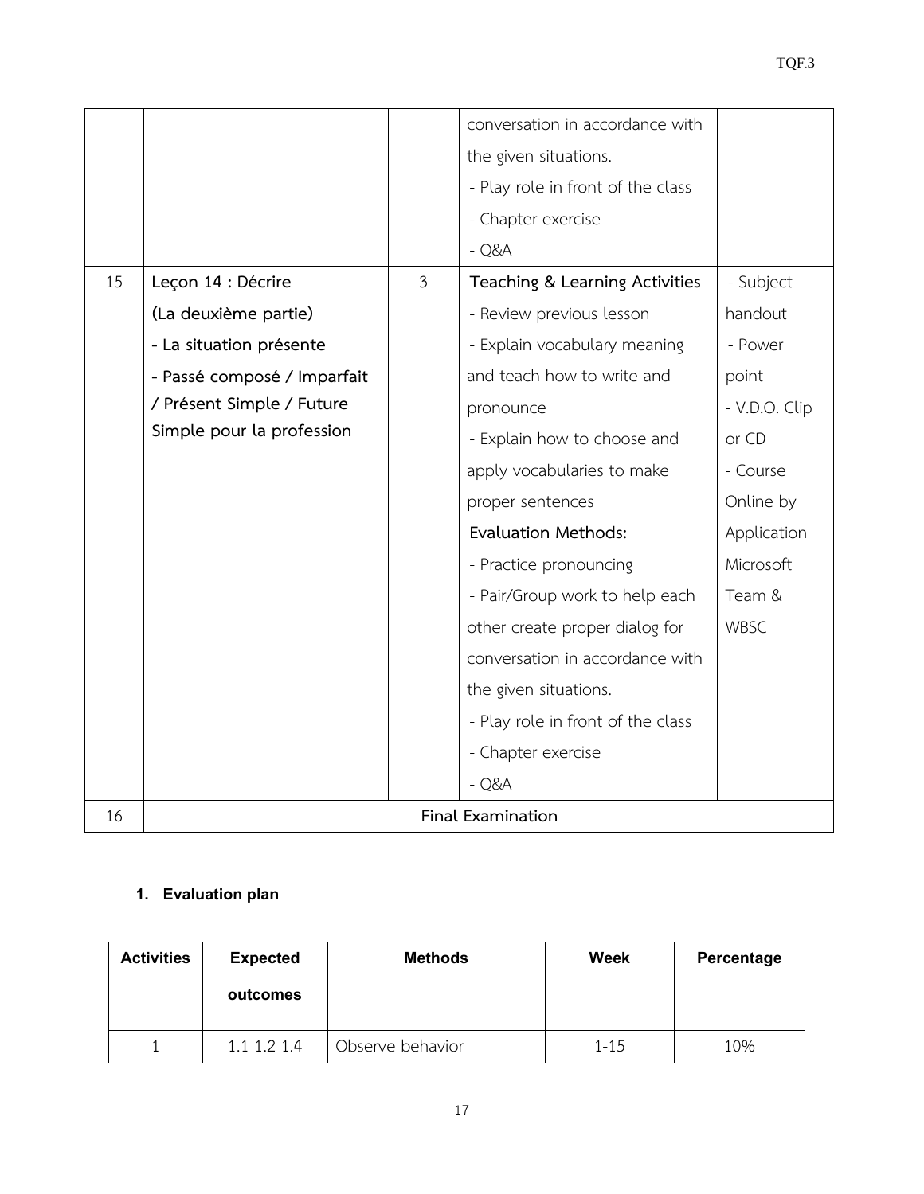| | | | conversation in accordance with the given situations.<br>- Play role in front of the class<br>- Chapter exercise<br>- Q&A | |
|---|---|---|---|---|
| 15 | **Leçon 14 : Décrire (La deuxième partie)**<br>**- La situation présente**<br>**- Passé composé / Imparfait / Présent Simple / Future Simple pour la profession** | 3 | **Teaching & Learning Activities**<br>- Review previous lesson<br>- Explain vocabulary meaning and teach how to write and pronounce<br>- Explain how to choose and apply vocabularies to make proper sentences<br>**Evaluation Methods:**<br>- Practice pronouncing<br>- Pair/Group work to help each other create proper dialog for conversation in accordance with the given situations.<br>- Play role in front of the class<br>- Chapter exercise<br>- Q&A | - Subject handout<br>- Power point<br>- V.D.O. Clip or CD<br>- Course Online by Application Microsoft Team & WBSC |
| 16 | **Final Examination** | | | |

1. **Evaluation plan**

| Activities | Expected outcomes | Methods | Week | Percentage |
|---|---|---|---|---|
| 1 | 1.1 1.2 1.4 | Observe behavior | 1-15 | 10% |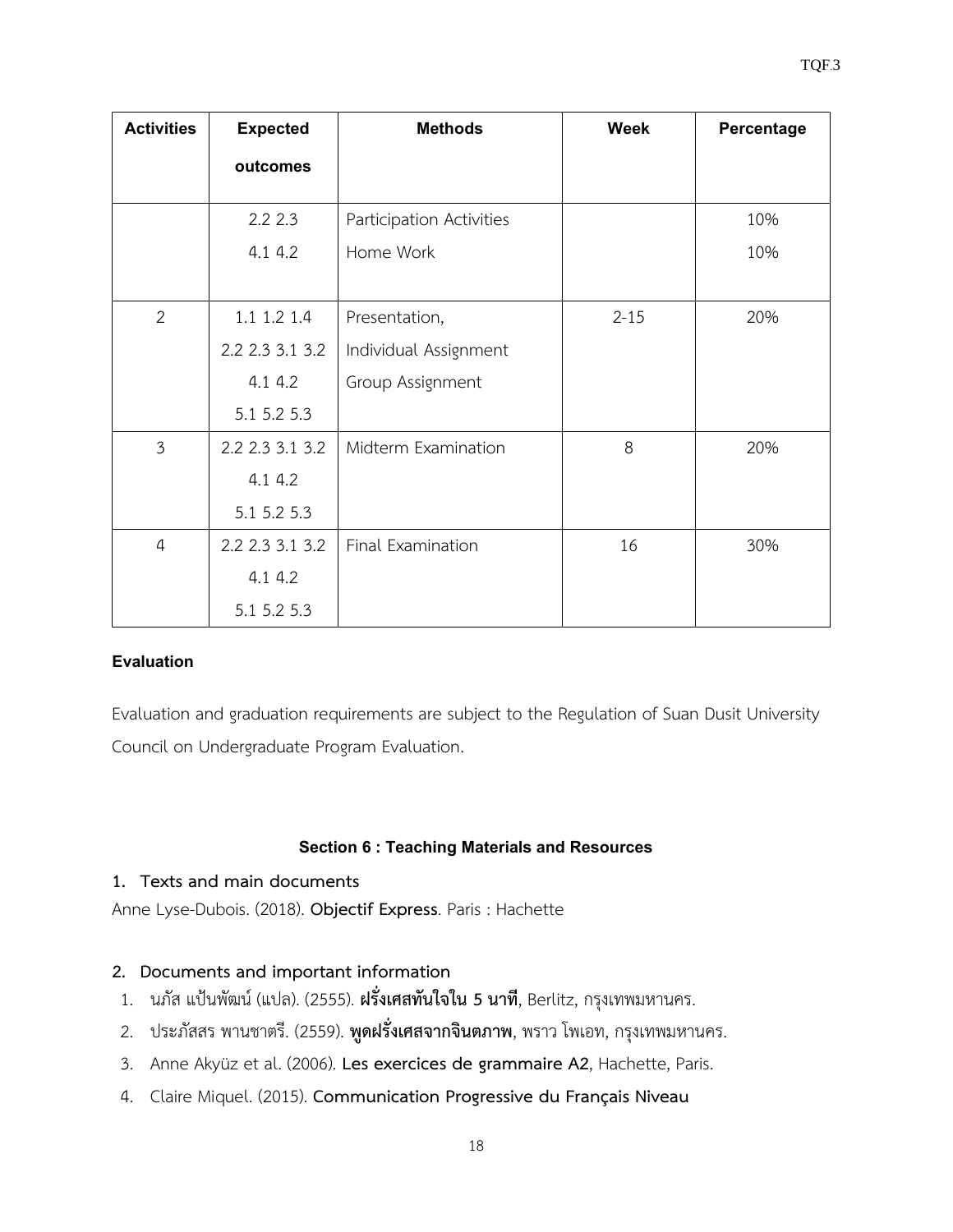| Activities | Expected outcomes | Methods | Week | Percentage |
|---|---|---|---|---|
| | 2.2 2.3<br>4.1 4.2 | Participation Activities<br>Home Work | | 10%<br>10% |
| 2 | 1.1 1.2 1.4<br>2.2 2.3 3.1 3.2<br>4.1 4.2<br>5.1 5.2 5.3 | Presentation,<br>Individual Assignment<br>Group Assignment | 2-15 | 20% |
| 3 | 2.2 2.3 3.1 3.2<br>4.1 4.2<br>5.1 5.2 5.3 | Midterm Examination | 8 | 20% |
| 4 | 2.2 2.3 3.1 3.2<br>4.1 4.2<br>5.1 5.2 5.3 | Final Examination | 16 | 30% |

**Evaluation**

Evaluation and graduation requirements are subject to the Regulation of Suan Dusit University Council on Undergraduate Program Evaluation.

## Section 6 : Teaching Materials and Resources

**1. Texts and main documents**

Anne Lyse-Dubois. (2018). **Objectif Express**. Paris : Hachette

**2. Documents and important information**

1. นภัส แป้นพัฒน์ (แปล). (2555). **ฝรั่งเศสทันใจใน 5 นาที**, Berlitz, กรุงเทพมหานคร.
2. ประภัสสร พานชาตรี. (2559). **พูดฝรั่งเศสจากจินตภาพ**, พราว โพเอท, กรุงเทพมหานคร.
3. Anne Akyüz et al. (2006). **Les exercices de grammaire A2**, Hachette, Paris.
4. Claire Miquel. (2015). **Communication Progressive du Français Niveau**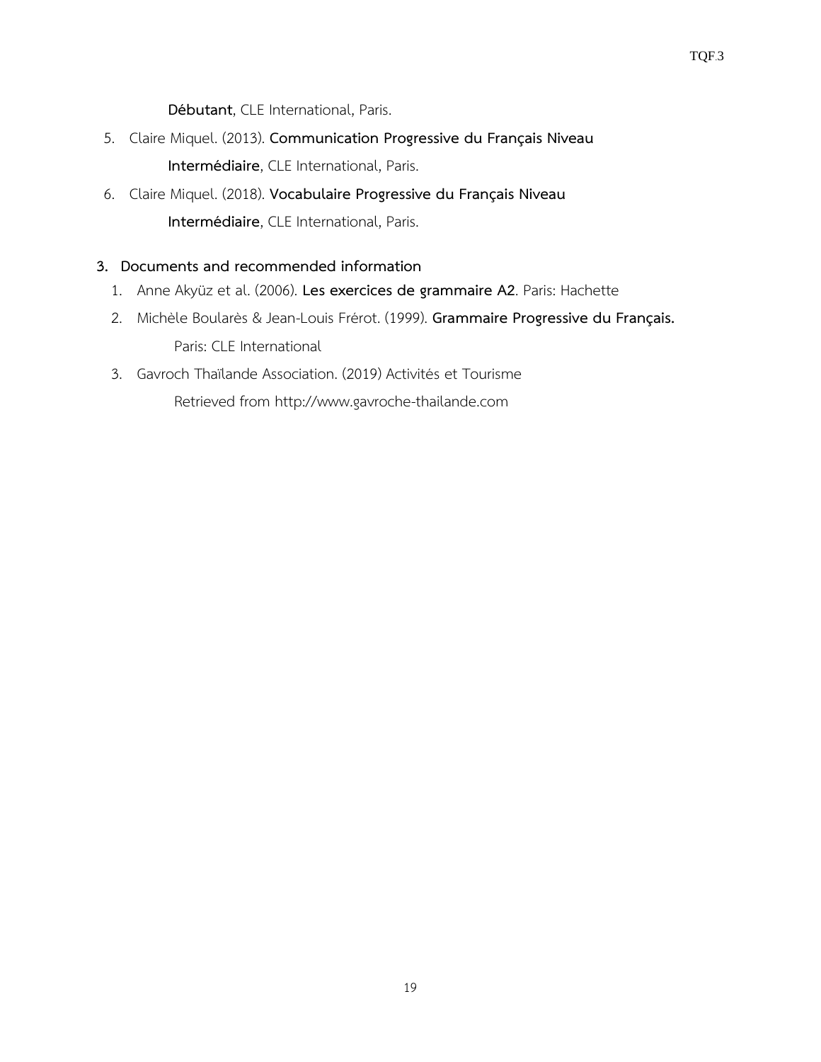**Débutant**, CLE International, Paris.

5. Claire Miquel. (2013). **Communication Progressive du Français Niveau Intermédiaire**, CLE International, Paris.
6. Claire Miquel. (2018). **Vocabulaire Progressive du Français Niveau Intermédiaire**, CLE International, Paris.

**3. Documents and recommended information**

1. Anne Akyüz et al. (2006). **Les exercices de grammaire A2**. Paris: Hachette
2. Michèle Boularès & Jean-Louis Frérot. (1999). **Grammaire Progressive du Français.** Paris: CLE International
3. Gavroch Thaïlande Association. (2019) Activités et Tourisme Retrieved from http://www.gavroche-thailande.com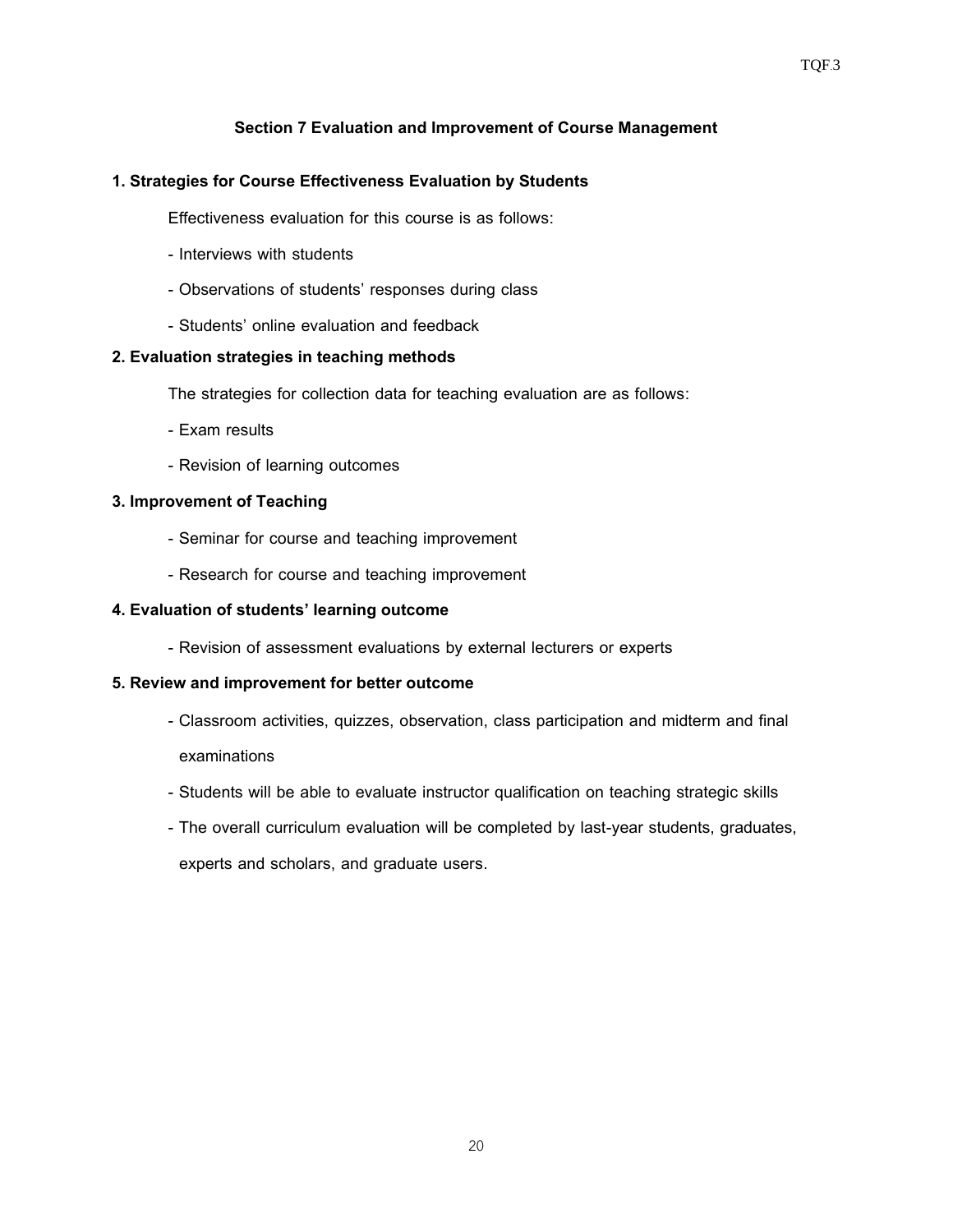## Section 7 Evaluation and Improvement of Course Management

### 1. Strategies for Course Effectiveness Evaluation by Students

Effectiveness evaluation for this course is as follows:

- Interviews with students
- Observations of students' responses during class
- Students' online evaluation and feedback

### 2. Evaluation strategies in teaching methods

The strategies for collection data for teaching evaluation are as follows:

- Exam results
- Revision of learning outcomes

### 3. Improvement of Teaching

- Seminar for course and teaching improvement
- Research for course and teaching improvement

### 4. Evaluation of students' learning outcome

- Revision of assessment evaluations by external lecturers or experts

### 5. Review and improvement for better outcome

- Classroom activities, quizzes, observation, class participation and midterm and final examinations
- Students will be able to evaluate instructor qualification on teaching strategic skills
- The overall curriculum evaluation will be completed by last-year students, graduates, experts and scholars, and graduate users.